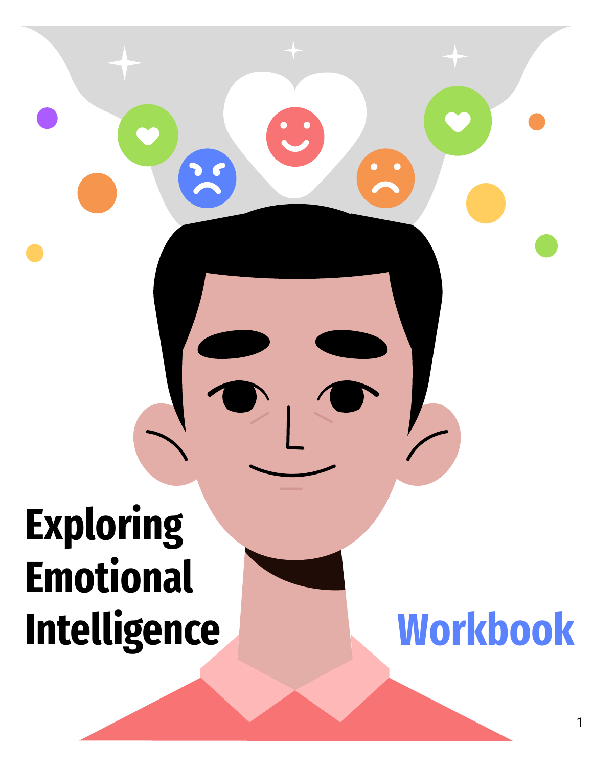# Exploring Emotional Intelligence

## Workbook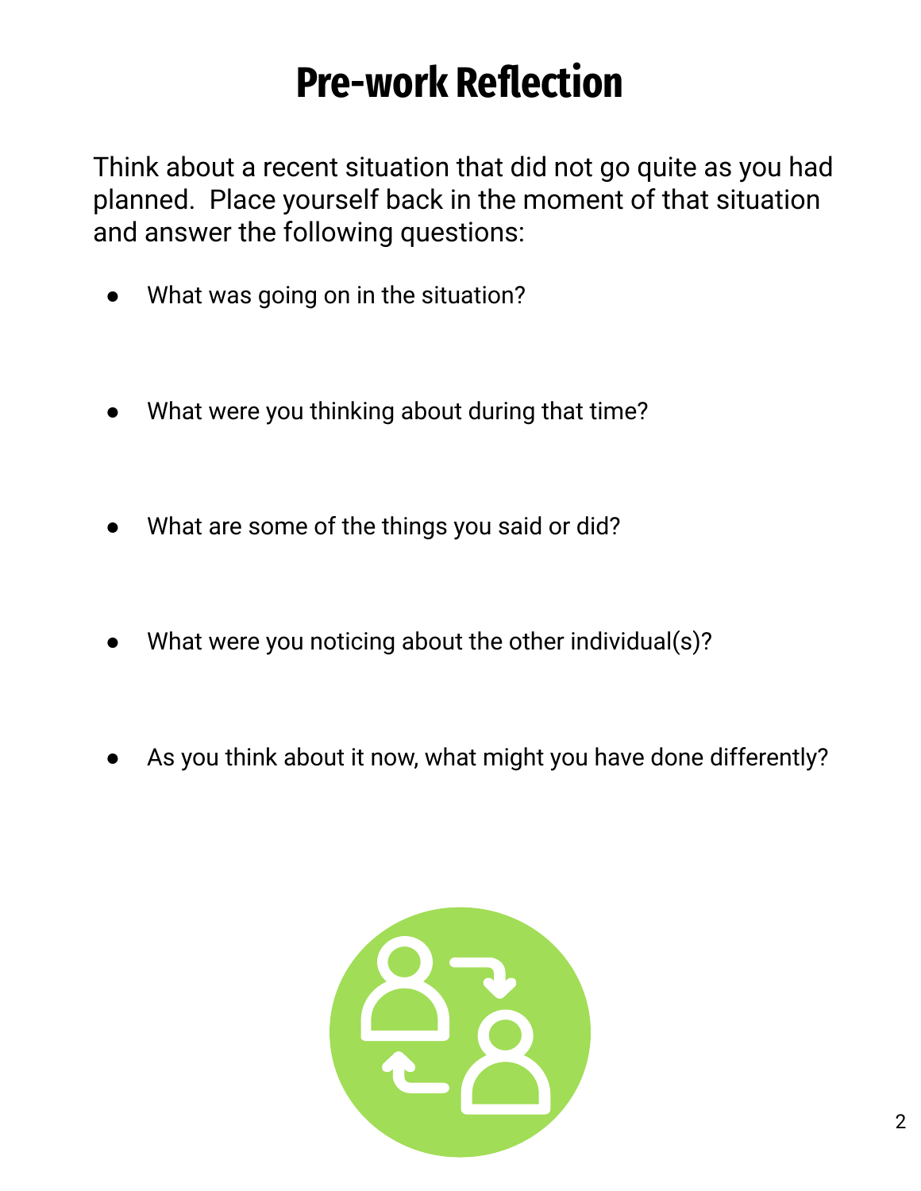# Pre-work Reflection

Think about a recent situation that did not go quite as you had planned. Place yourself back in the moment of that situation and answer the following questions:

- What was going on in the situation?
- What were you thinking about during that time?
- What are some of the things you said or did?
- What were you noticing about the other individual(s)?
- As you think about it now, what might you have done differently?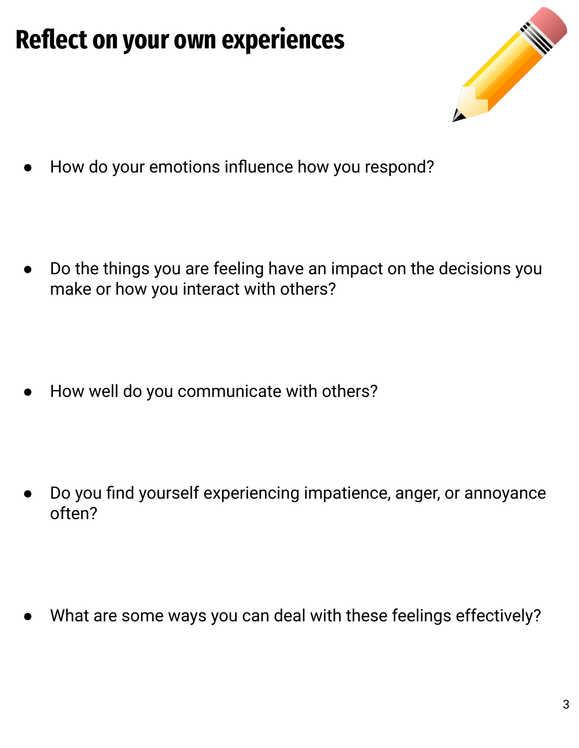# Reflect on your own experiences

- How do your emotions influence how you respond?

- Do the things you are feeling have an impact on the decisions you make or how you interact with others?

- How well do you communicate with others?

- Do you find yourself experiencing impatience, anger, or annoyance often?

- What are some ways you can deal with these feelings effectively?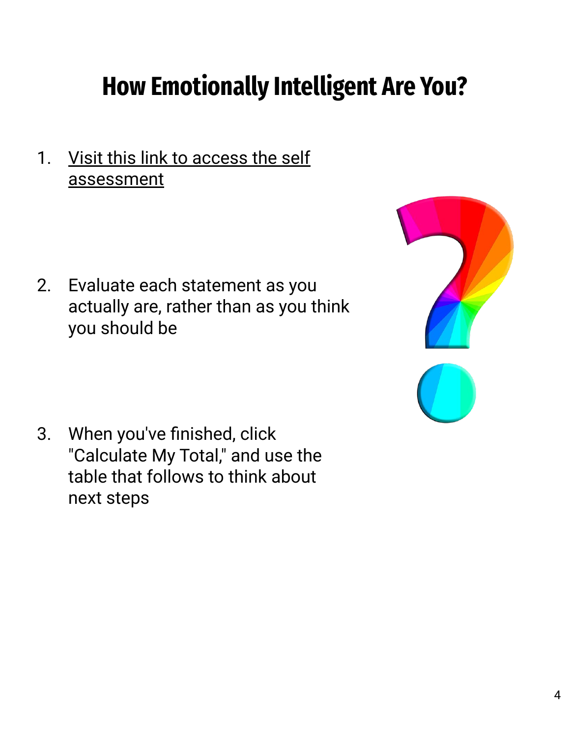# How Emotionally Intelligent Are You?

1. Visit this link to access the self assessment

2. Evaluate each statement as you actually are, rather than as you think you should be

3. When you've finished, click "Calculate My Total," and use the table that follows to think about next steps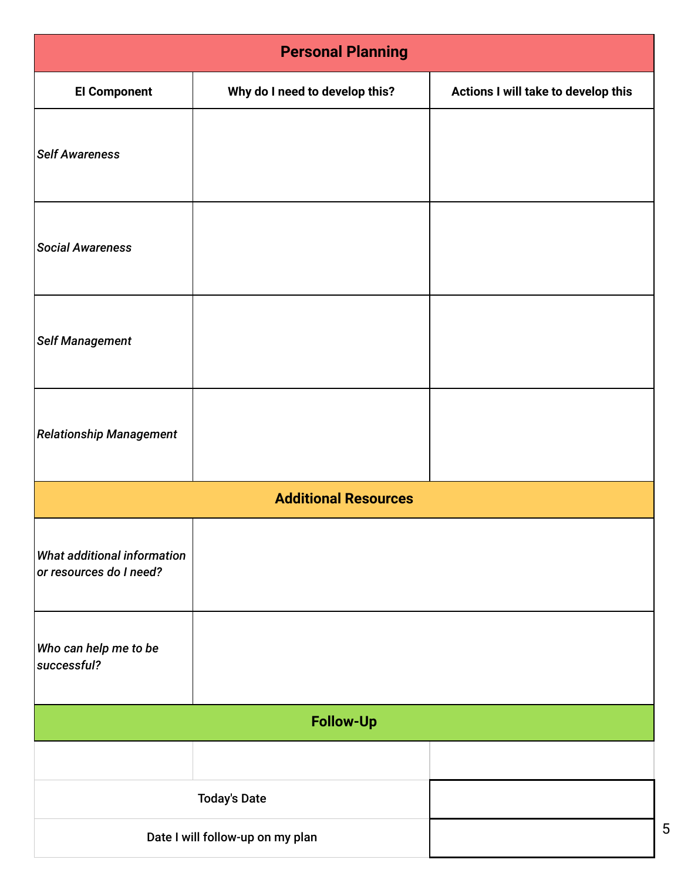## Personal Planning

| EI Component | Why do I need to develop this? | Actions I will take to develop this |
|---|---|---|
| *Self Awareness* | | |
| *Social Awareness* | | |
| *Self Management* | | |
| *Relationship Management* | | |

## Additional Resources

| | |
|---|---|
| *What additional information or resources do I need?* | |
| *Who can help me to be successful?* | |

## Follow-Up

| | |
|---|---|
| Today's Date | |
| Date I will follow-up on my plan | |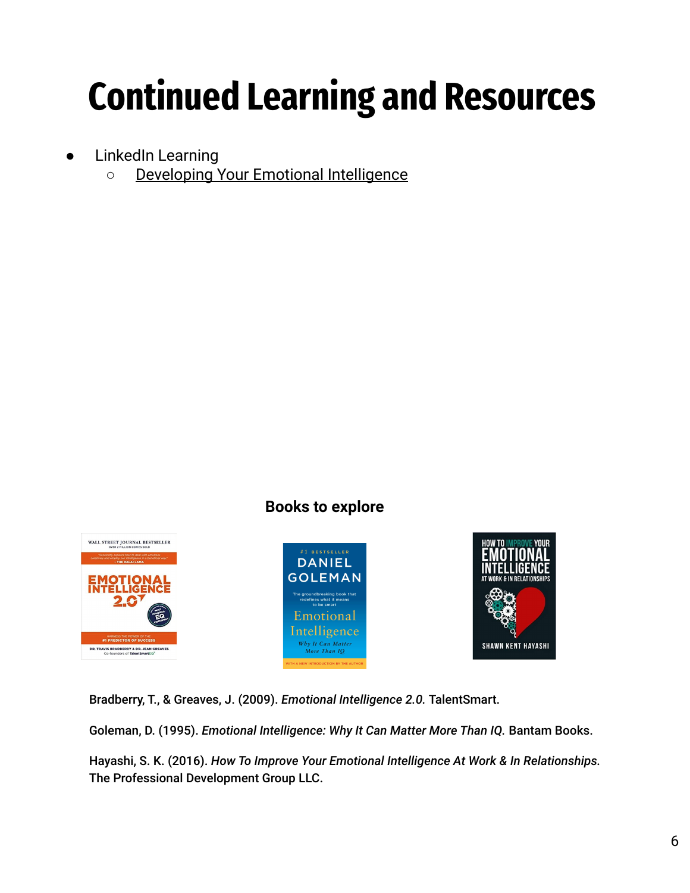# Continued Learning and Resources

- LinkedIn Learning
  - Developing Your Emotional Intelligence

**Books to explore**

Bradberry, T., & Greaves, J. (2009). *Emotional Intelligence 2.0.* TalentSmart.

Goleman, D. (1995). *Emotional Intelligence: Why It Can Matter More Than IQ.* Bantam Books.

Hayashi, S. K. (2016). *How To Improve Your Emotional Intelligence At Work & In Relationships.* The Professional Development Group LLC.